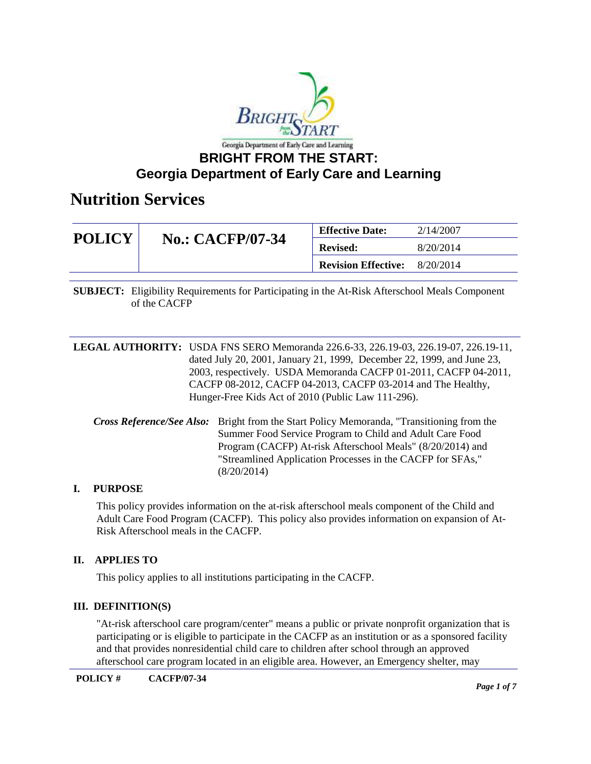# BRIGHT FROM THE START: Georgia Department of Early Care and Learning

# Nutrition Services

| POLICY | No.: CACFP/07-34 | Effective Date: | 2/14/2007 |
|---|---|---|---|
| | | Revised: | 8/20/2014 |
| | | Revision Effective: | 8/20/2014 |

**SUBJECT:** Eligibility Requirements for Participating in the At-Risk Afterschool Meals Component of the CACFP

**LEGAL AUTHORITY:** USDA FNS SERO Memoranda 226.6-33, 226.19-03, 226.19-07, 226.19-11, dated July 20, 2001, January 21, 1999, December 22, 1999, and June 23, 2003, respectively. USDA Memoranda CACFP 01-2011, CACFP 04-2011, CACFP 08-2012, CACFP 04-2013, CACFP 03-2014 and The Healthy, Hunger-Free Kids Act of 2010 (Public Law 111-296).

***Cross Reference/See Also:*** Bright from the Start Policy Memoranda, "Transitioning from the Summer Food Service Program to Child and Adult Care Food Program (CACFP) At-risk Afterschool Meals" (8/20/2014) and "Streamlined Application Processes in the CACFP for SFAs," (8/20/2014)

## I. PURPOSE

This policy provides information on the at-risk afterschool meals component of the Child and Adult Care Food Program (CACFP). This policy also provides information on expansion of At-Risk Afterschool meals in the CACFP.

## II. APPLIES TO

This policy applies to all institutions participating in the CACFP.

## III. DEFINITION(S)

"At-risk afterschool care program/center" means a public or private nonprofit organization that is participating or is eligible to participate in the CACFP as an institution or as a sponsored facility and that provides nonresidential child care to children after school through an approved afterschool care program located in an eligible area. However, an Emergency shelter, may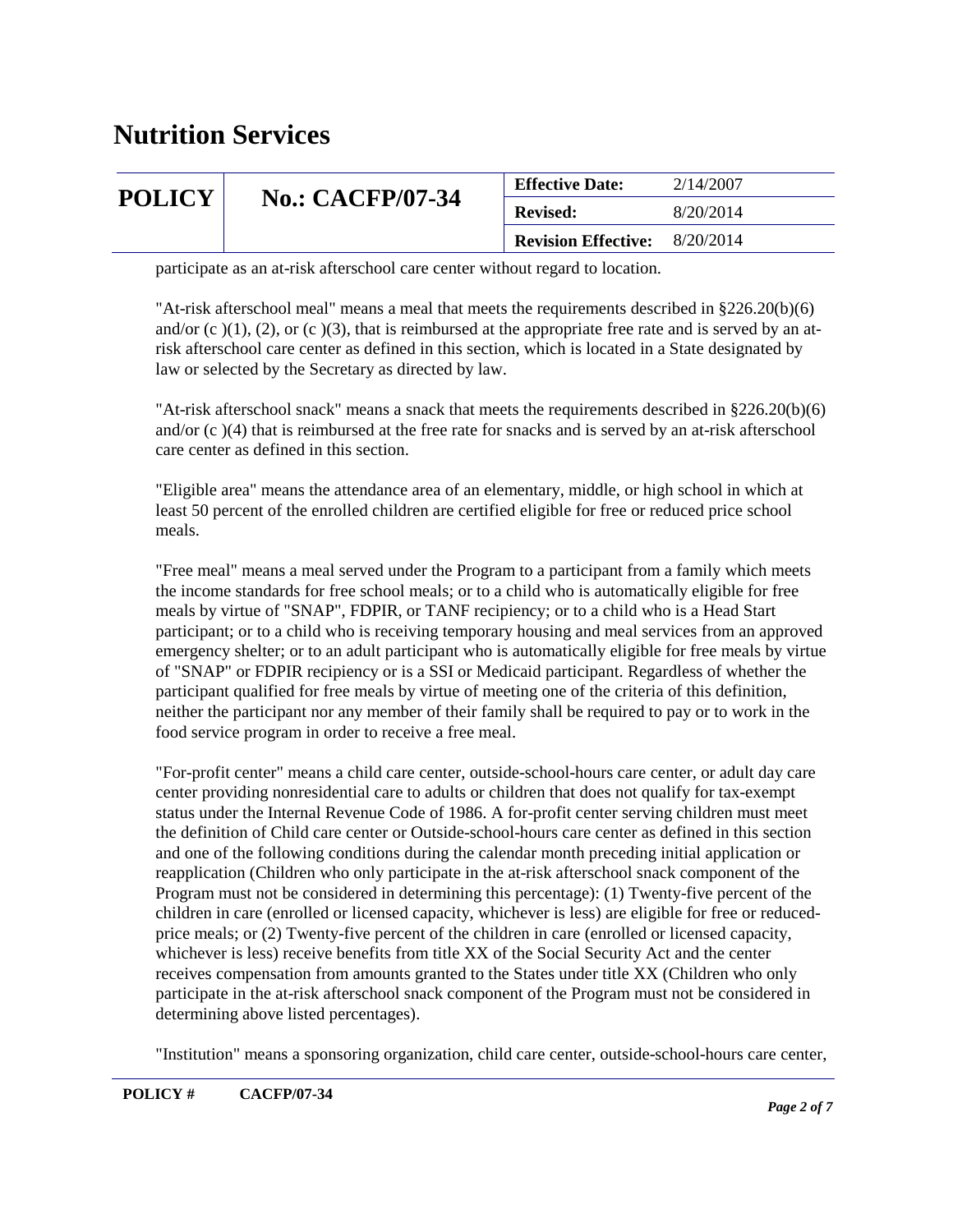participate as an at-risk afterschool care center without regard to location.

"At-risk afterschool meal" means a meal that meets the requirements described in §226.20(b)(6) and/or (c )(1), (2), or (c )(3), that is reimbursed at the appropriate free rate and is served by an at-risk afterschool care center as defined in this section, which is located in a State designated by law or selected by the Secretary as directed by law.

"At-risk afterschool snack" means a snack that meets the requirements described in §226.20(b)(6) and/or (c )(4) that is reimbursed at the free rate for snacks and is served by an at-risk afterschool care center as defined in this section.

"Eligible area" means the attendance area of an elementary, middle, or high school in which at least 50 percent of the enrolled children are certified eligible for free or reduced price school meals.

"Free meal" means a meal served under the Program to a participant from a family which meets the income standards for free school meals; or to a child who is automatically eligible for free meals by virtue of "SNAP", FDPIR, or TANF recipiency; or to a child who is a Head Start participant; or to a child who is receiving temporary housing and meal services from an approved emergency shelter; or to an adult participant who is automatically eligible for free meals by virtue of "SNAP" or FDPIR recipiency or is a SSI or Medicaid participant. Regardless of whether the participant qualified for free meals by virtue of meeting one of the criteria of this definition, neither the participant nor any member of their family shall be required to pay or to work in the food service program in order to receive a free meal.

"For-profit center" means a child care center, outside-school-hours care center, or adult day care center providing nonresidential care to adults or children that does not qualify for tax-exempt status under the Internal Revenue Code of 1986. A for-profit center serving children must meet the definition of Child care center or Outside-school-hours care center as defined in this section and one of the following conditions during the calendar month preceding initial application or reapplication (Children who only participate in the at-risk afterschool snack component of the Program must not be considered in determining this percentage): (1) Twenty-five percent of the children in care (enrolled or licensed capacity, whichever is less) are eligible for free or reduced-price meals; or (2) Twenty-five percent of the children in care (enrolled or licensed capacity, whichever is less) receive benefits from title XX of the Social Security Act and the center receives compensation from amounts granted to the States under title XX (Children who only participate in the at-risk afterschool snack component of the Program must not be considered in determining above listed percentages).

"Institution" means a sponsoring organization, child care center, outside-school-hours care center,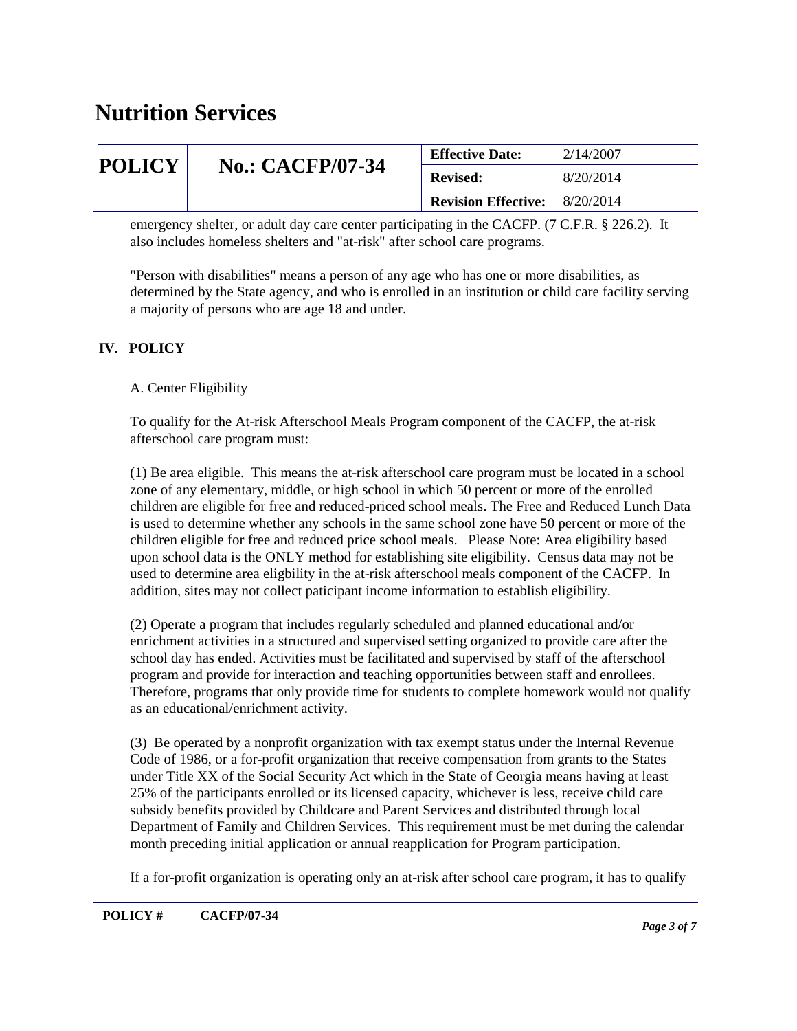emergency shelter, or adult day care center participating in the CACFP. (7 C.F.R. § 226.2). It also includes homeless shelters and "at-risk" after school care programs.

"Person with disabilities" means a person of any age who has one or more disabilities, as determined by the State agency, and who is enrolled in an institution or child care facility serving a majority of persons who are age 18 and under.

## IV. POLICY

A. Center Eligibility

To qualify for the At-risk Afterschool Meals Program component of the CACFP, the at-risk afterschool care program must:

(1) Be area eligible. This means the at-risk afterschool care program must be located in a school zone of any elementary, middle, or high school in which 50 percent or more of the enrolled children are eligible for free and reduced-priced school meals. The Free and Reduced Lunch Data is used to determine whether any schools in the same school zone have 50 percent or more of the children eligible for free and reduced price school meals. Please Note: Area eligibility based upon school data is the ONLY method for establishing site eligibility. Census data may not be used to determine area eligbility in the at-risk afterschool meals component of the CACFP. In addition, sites may not collect paticipant income information to establish eligibility.

(2) Operate a program that includes regularly scheduled and planned educational and/or enrichment activities in a structured and supervised setting organized to provide care after the school day has ended. Activities must be facilitated and supervised by staff of the afterschool program and provide for interaction and teaching opportunities between staff and enrollees. Therefore, programs that only provide time for students to complete homework would not qualify as an educational/enrichment activity.

(3) Be operated by a nonprofit organization with tax exempt status under the Internal Revenue Code of 1986, or a for-profit organization that receive compensation from grants to the States under Title XX of the Social Security Act which in the State of Georgia means having at least 25% of the participants enrolled or its licensed capacity, whichever is less, receive child care subsidy benefits provided by Childcare and Parent Services and distributed through local Department of Family and Children Services. This requirement must be met during the calendar month preceding initial application or annual reapplication for Program participation.

If a for-profit organization is operating only an at-risk after school care program, it has to qualify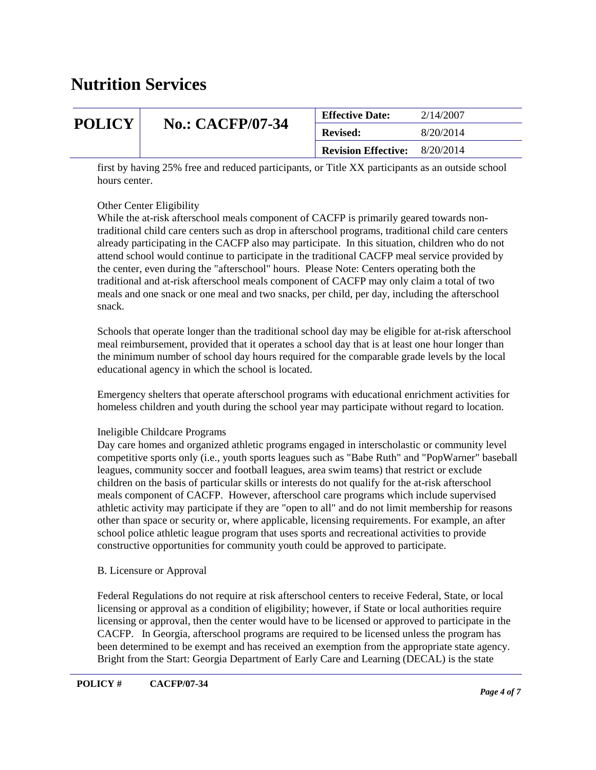first by having 25% free and reduced participants, or Title XX participants as an outside school hours center.

Other Center Eligibility
While the at-risk afterschool meals component of CACFP is primarily geared towards non-traditional child care centers such as drop in afterschool programs, traditional child care centers already participating in the CACFP also may participate. In this situation, children who do not attend school would continue to participate in the traditional CACFP meal service provided by the center, even during the "afterschool" hours. Please Note: Centers operating both the traditional and at-risk afterschool meals component of CACFP may only claim a total of two meals and one snack or one meal and two snacks, per child, per day, including the afterschool snack.

Schools that operate longer than the traditional school day may be eligible for at-risk afterschool meal reimbursement, provided that it operates a school day that is at least one hour longer than the minimum number of school day hours required for the comparable grade levels by the local educational agency in which the school is located.

Emergency shelters that operate afterschool programs with educational enrichment activities for homeless children and youth during the school year may participate without regard to location.

Ineligible Childcare Programs
Day care homes and organized athletic programs engaged in interscholastic or community level competitive sports only (i.e., youth sports leagues such as "Babe Ruth" and "PopWarner" baseball leagues, community soccer and football leagues, area swim teams) that restrict or exclude children on the basis of particular skills or interests do not qualify for the at-risk afterschool meals component of CACFP. However, afterschool care programs which include supervised athletic activity may participate if they are "open to all" and do not limit membership for reasons other than space or security or, where applicable, licensing requirements. For example, an after school police athletic league program that uses sports and recreational activities to provide constructive opportunities for community youth could be approved to participate.

B. Licensure or Approval

Federal Regulations do not require at risk afterschool centers to receive Federal, State, or local licensing or approval as a condition of eligibility; however, if State or local authorities require licensing or approval, then the center would have to be licensed or approved to participate in the CACFP. In Georgia, afterschool programs are required to be licensed unless the program has been determined to be exempt and has received an exemption from the appropriate state agency. Bright from the Start: Georgia Department of Early Care and Learning (DECAL) is the state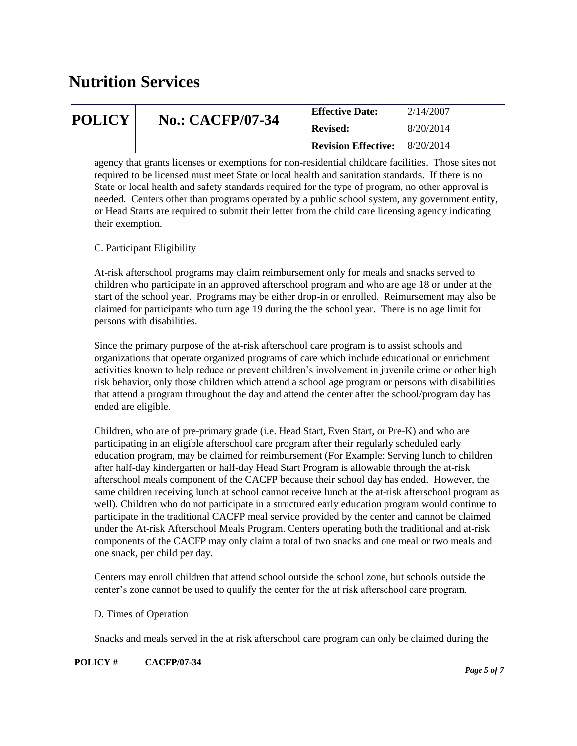agency that grants licenses or exemptions for non-residential childcare facilities. Those sites not required to be licensed must meet State or local health and sanitation standards. If there is no State or local health and safety standards required for the type of program, no other approval is needed. Centers other than programs operated by a public school system, any government entity, or Head Starts are required to submit their letter from the child care licensing agency indicating their exemption.

C. Participant Eligibility

At-risk afterschool programs may claim reimbursement only for meals and snacks served to children who participate in an approved afterschool program and who are age 18 or under at the start of the school year. Programs may be either drop-in or enrolled. Reimursement may also be claimed for participants who turn age 19 during the the school year. There is no age limit for persons with disabilities.

Since the primary purpose of the at-risk afterschool care program is to assist schools and organizations that operate organized programs of care which include educational or enrichment activities known to help reduce or prevent children's involvement in juvenile crime or other high risk behavior, only those children which attend a school age program or persons with disabilities that attend a program throughout the day and attend the center after the school/program day has ended are eligible.

Children, who are of pre-primary grade (i.e. Head Start, Even Start, or Pre-K) and who are participating in an eligible afterschool care program after their regularly scheduled early education program, may be claimed for reimbursement (For Example: Serving lunch to children after half-day kindergarten or half-day Head Start Program is allowable through the at-risk afterschool meals component of the CACFP because their school day has ended. However, the same children receiving lunch at school cannot receive lunch at the at-risk afterschool program as well). Children who do not participate in a structured early education program would continue to participate in the traditional CACFP meal service provided by the center and cannot be claimed under the At-risk Afterschool Meals Program. Centers operating both the traditional and at-risk components of the CACFP may only claim a total of two snacks and one meal or two meals and one snack, per child per day.

Centers may enroll children that attend school outside the school zone, but schools outside the center's zone cannot be used to qualify the center for the at risk afterschool care program.

D. Times of Operation

Snacks and meals served in the at risk afterschool care program can only be claimed during the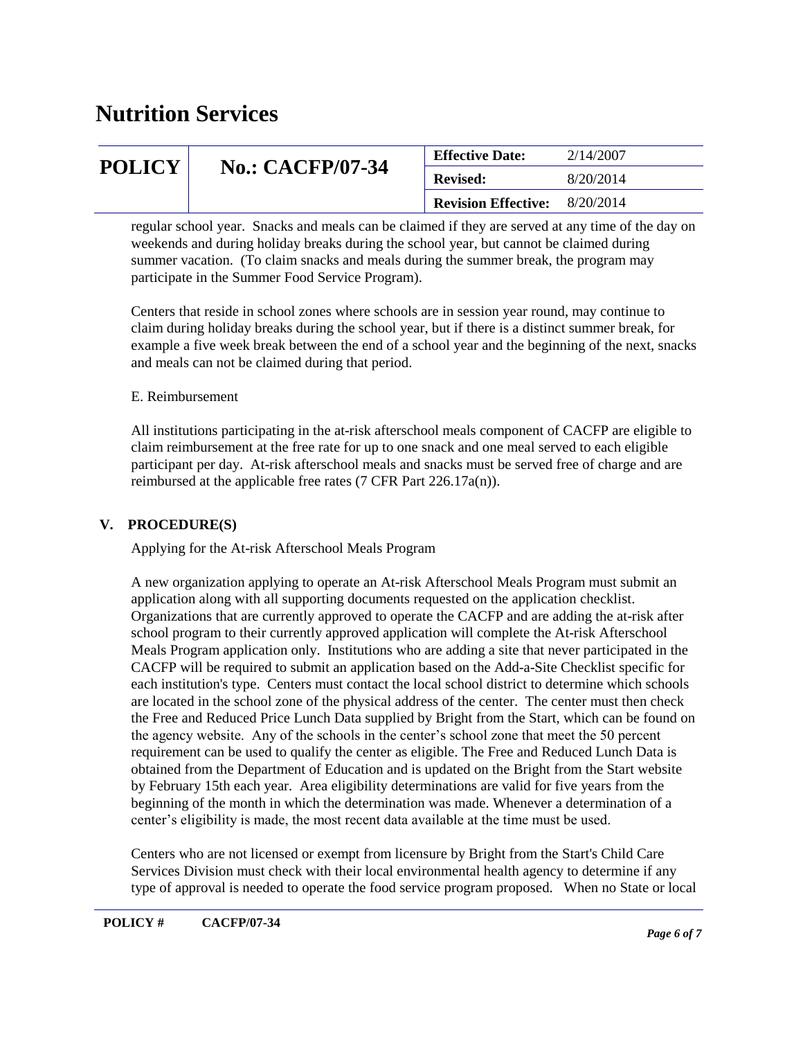regular school year. Snacks and meals can be claimed if they are served at any time of the day on weekends and during holiday breaks during the school year, but cannot be claimed during summer vacation. (To claim snacks and meals during the summer break, the program may participate in the Summer Food Service Program).

Centers that reside in school zones where schools are in session year round, may continue to claim during holiday breaks during the school year, but if there is a distinct summer break, for example a five week break between the end of a school year and the beginning of the next, snacks and meals can not be claimed during that period.

E. Reimbursement

All institutions participating in the at-risk afterschool meals component of CACFP are eligible to claim reimbursement at the free rate for up to one snack and one meal served to each eligible participant per day. At-risk afterschool meals and snacks must be served free of charge and are reimbursed at the applicable free rates (7 CFR Part 226.17a(n)).

## V. PROCEDURE(S)

Applying for the At-risk Afterschool Meals Program

A new organization applying to operate an At-risk Afterschool Meals Program must submit an application along with all supporting documents requested on the application checklist. Organizations that are currently approved to operate the CACFP and are adding the at-risk after school program to their currently approved application will complete the At-risk Afterschool Meals Program application only. Institutions who are adding a site that never participated in the CACFP will be required to submit an application based on the Add-a-Site Checklist specific for each institution's type. Centers must contact the local school district to determine which schools are located in the school zone of the physical address of the center. The center must then check the Free and Reduced Price Lunch Data supplied by Bright from the Start, which can be found on the agency website. Any of the schools in the center's school zone that meet the 50 percent requirement can be used to qualify the center as eligible. The Free and Reduced Lunch Data is obtained from the Department of Education and is updated on the Bright from the Start website by February 15th each year. Area eligibility determinations are valid for five years from the beginning of the month in which the determination was made. Whenever a determination of a center's eligibility is made, the most recent data available at the time must be used.

Centers who are not licensed or exempt from licensure by Bright from the Start's Child Care Services Division must check with their local environmental health agency to determine if any type of approval is needed to operate the food service program proposed. When no State or local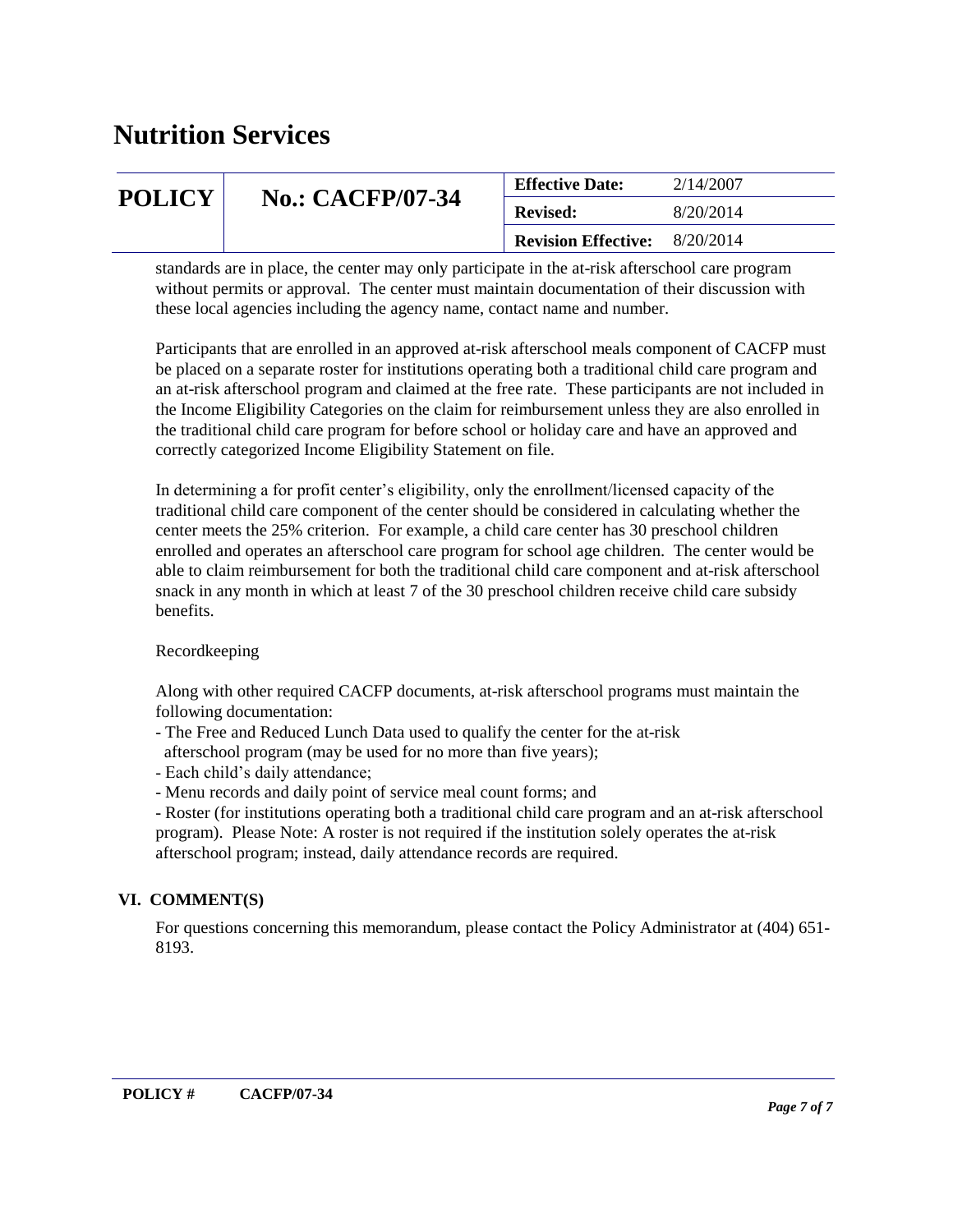standards are in place, the center may only participate in the at-risk afterschool care program without permits or approval. The center must maintain documentation of their discussion with these local agencies including the agency name, contact name and number.

Participants that are enrolled in an approved at-risk afterschool meals component of CACFP must be placed on a separate roster for institutions operating both a traditional child care program and an at-risk afterschool program and claimed at the free rate. These participants are not included in the Income Eligibility Categories on the claim for reimbursement unless they are also enrolled in the traditional child care program for before school or holiday care and have an approved and correctly categorized Income Eligibility Statement on file.

In determining a for profit center's eligibility, only the enrollment/licensed capacity of the traditional child care component of the center should be considered in calculating whether the center meets the 25% criterion. For example, a child care center has 30 preschool children enrolled and operates an afterschool care program for school age children. The center would be able to claim reimbursement for both the traditional child care component and at-risk afterschool snack in any month in which at least 7 of the 30 preschool children receive child care subsidy benefits.

Recordkeeping

Along with other required CACFP documents, at-risk afterschool programs must maintain the following documentation:

- The Free and Reduced Lunch Data used to qualify the center for the at-risk afterschool program (may be used for no more than five years);
- Each child's daily attendance;
- Menu records and daily point of service meal count forms; and
- Roster (for institutions operating both a traditional child care program and an at-risk afterschool program). Please Note: A roster is not required if the institution solely operates the at-risk afterschool program; instead, daily attendance records are required.

## VI. COMMENT(S)

For questions concerning this memorandum, please contact the Policy Administrator at (404) 651-8193.